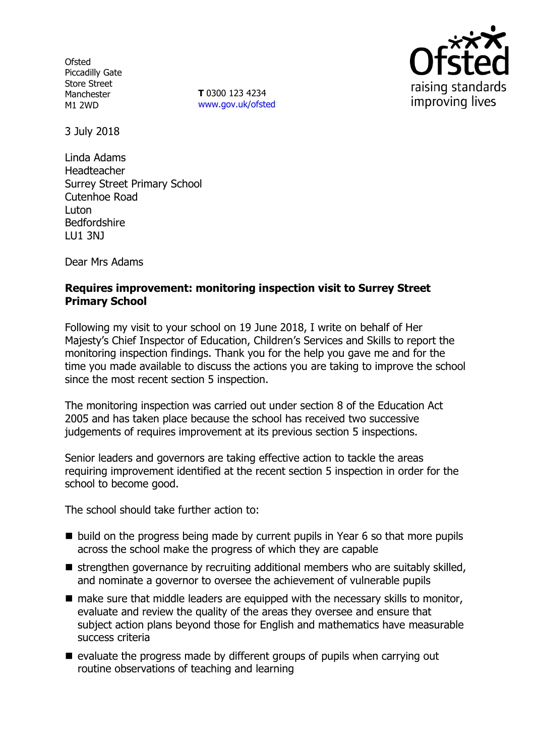Ofsted
Piccadilly Gate
Store Street
Manchester
M1 2WD

**T** 0300 123 4234
www.gov.uk/ofsted

raising standards
improving lives

3 July 2018

Linda Adams
Headteacher
Surrey Street Primary School
Cutenhoe Road
Luton
Bedfordshire
LU1 3NJ

Dear Mrs Adams

**Requires improvement: monitoring inspection visit to Surrey Street Primary School**

Following my visit to your school on 19 June 2018, I write on behalf of Her Majesty's Chief Inspector of Education, Children's Services and Skills to report the monitoring inspection findings. Thank you for the help you gave me and for the time you made available to discuss the actions you are taking to improve the school since the most recent section 5 inspection.

The monitoring inspection was carried out under section 8 of the Education Act 2005 and has taken place because the school has received two successive judgements of requires improvement at its previous section 5 inspections.

Senior leaders and governors are taking effective action to tackle the areas requiring improvement identified at the recent section 5 inspection in order for the school to become good.

The school should take further action to:

- build on the progress being made by current pupils in Year 6 so that more pupils across the school make the progress of which they are capable
- strengthen governance by recruiting additional members who are suitably skilled, and nominate a governor to oversee the achievement of vulnerable pupils
- make sure that middle leaders are equipped with the necessary skills to monitor, evaluate and review the quality of the areas they oversee and ensure that subject action plans beyond those for English and mathematics have measurable success criteria
- evaluate the progress made by different groups of pupils when carrying out routine observations of teaching and learning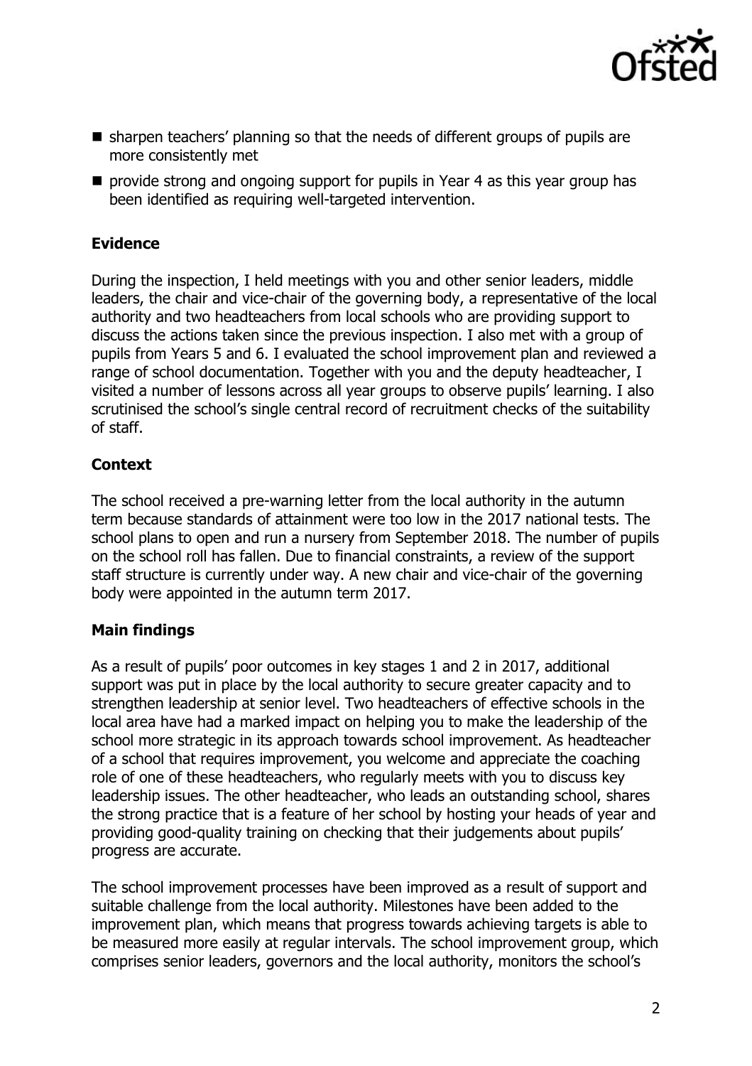- sharpen teachers' planning so that the needs of different groups of pupils are more consistently met
- provide strong and ongoing support for pupils in Year 4 as this year group has been identified as requiring well-targeted intervention.

## Evidence

During the inspection, I held meetings with you and other senior leaders, middle leaders, the chair and vice-chair of the governing body, a representative of the local authority and two headteachers from local schools who are providing support to discuss the actions taken since the previous inspection. I also met with a group of pupils from Years 5 and 6. I evaluated the school improvement plan and reviewed a range of school documentation. Together with you and the deputy headteacher, I visited a number of lessons across all year groups to observe pupils' learning. I also scrutinised the school's single central record of recruitment checks of the suitability of staff.

## Context

The school received a pre-warning letter from the local authority in the autumn term because standards of attainment were too low in the 2017 national tests. The school plans to open and run a nursery from September 2018. The number of pupils on the school roll has fallen. Due to financial constraints, a review of the support staff structure is currently under way. A new chair and vice-chair of the governing body were appointed in the autumn term 2017.

## Main findings

As a result of pupils' poor outcomes in key stages 1 and 2 in 2017, additional support was put in place by the local authority to secure greater capacity and to strengthen leadership at senior level. Two headteachers of effective schools in the local area have had a marked impact on helping you to make the leadership of the school more strategic in its approach towards school improvement. As headteacher of a school that requires improvement, you welcome and appreciate the coaching role of one of these headteachers, who regularly meets with you to discuss key leadership issues. The other headteacher, who leads an outstanding school, shares the strong practice that is a feature of her school by hosting your heads of year and providing good-quality training on checking that their judgements about pupils' progress are accurate.

The school improvement processes have been improved as a result of support and suitable challenge from the local authority. Milestones have been added to the improvement plan, which means that progress towards achieving targets is able to be measured more easily at regular intervals. The school improvement group, which comprises senior leaders, governors and the local authority, monitors the school's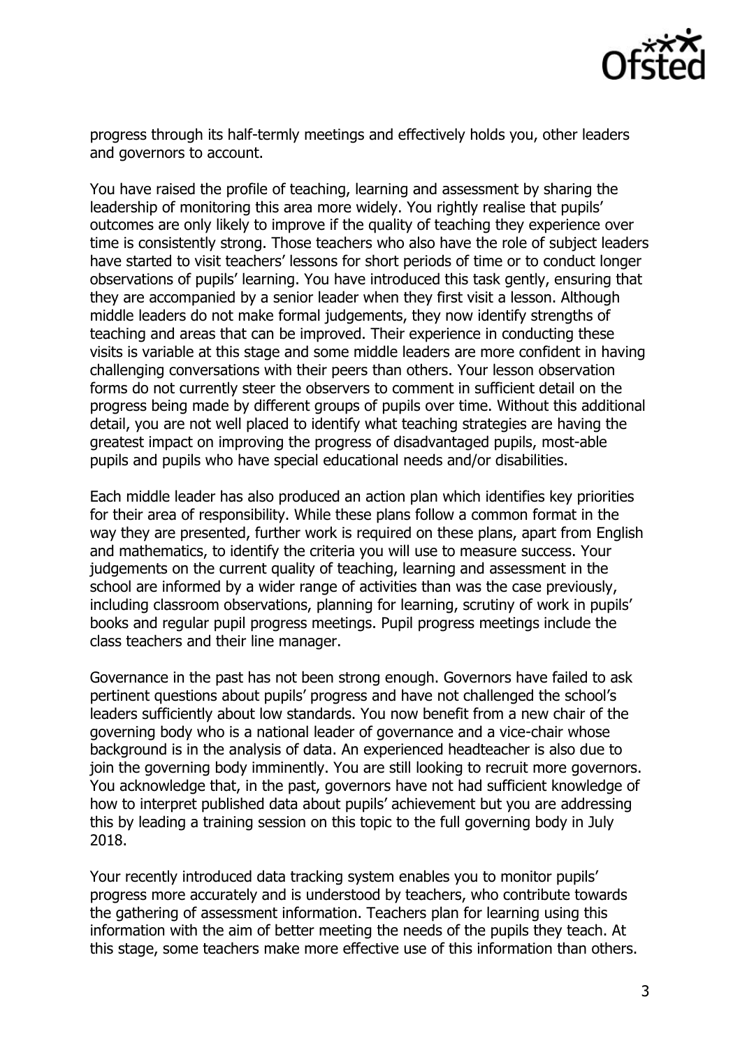progress through its half-termly meetings and effectively holds you, other leaders and governors to account.

You have raised the profile of teaching, learning and assessment by sharing the leadership of monitoring this area more widely. You rightly realise that pupils' outcomes are only likely to improve if the quality of teaching they experience over time is consistently strong. Those teachers who also have the role of subject leaders have started to visit teachers' lessons for short periods of time or to conduct longer observations of pupils' learning. You have introduced this task gently, ensuring that they are accompanied by a senior leader when they first visit a lesson. Although middle leaders do not make formal judgements, they now identify strengths of teaching and areas that can be improved. Their experience in conducting these visits is variable at this stage and some middle leaders are more confident in having challenging conversations with their peers than others. Your lesson observation forms do not currently steer the observers to comment in sufficient detail on the progress being made by different groups of pupils over time. Without this additional detail, you are not well placed to identify what teaching strategies are having the greatest impact on improving the progress of disadvantaged pupils, most-able pupils and pupils who have special educational needs and/or disabilities.

Each middle leader has also produced an action plan which identifies key priorities for their area of responsibility. While these plans follow a common format in the way they are presented, further work is required on these plans, apart from English and mathematics, to identify the criteria you will use to measure success. Your judgements on the current quality of teaching, learning and assessment in the school are informed by a wider range of activities than was the case previously, including classroom observations, planning for learning, scrutiny of work in pupils' books and regular pupil progress meetings. Pupil progress meetings include the class teachers and their line manager.

Governance in the past has not been strong enough. Governors have failed to ask pertinent questions about pupils' progress and have not challenged the school's leaders sufficiently about low standards. You now benefit from a new chair of the governing body who is a national leader of governance and a vice-chair whose background is in the analysis of data. An experienced headteacher is also due to join the governing body imminently. You are still looking to recruit more governors. You acknowledge that, in the past, governors have not had sufficient knowledge of how to interpret published data about pupils' achievement but you are addressing this by leading a training session on this topic to the full governing body in July 2018.

Your recently introduced data tracking system enables you to monitor pupils' progress more accurately and is understood by teachers, who contribute towards the gathering of assessment information. Teachers plan for learning using this information with the aim of better meeting the needs of the pupils they teach. At this stage, some teachers make more effective use of this information than others.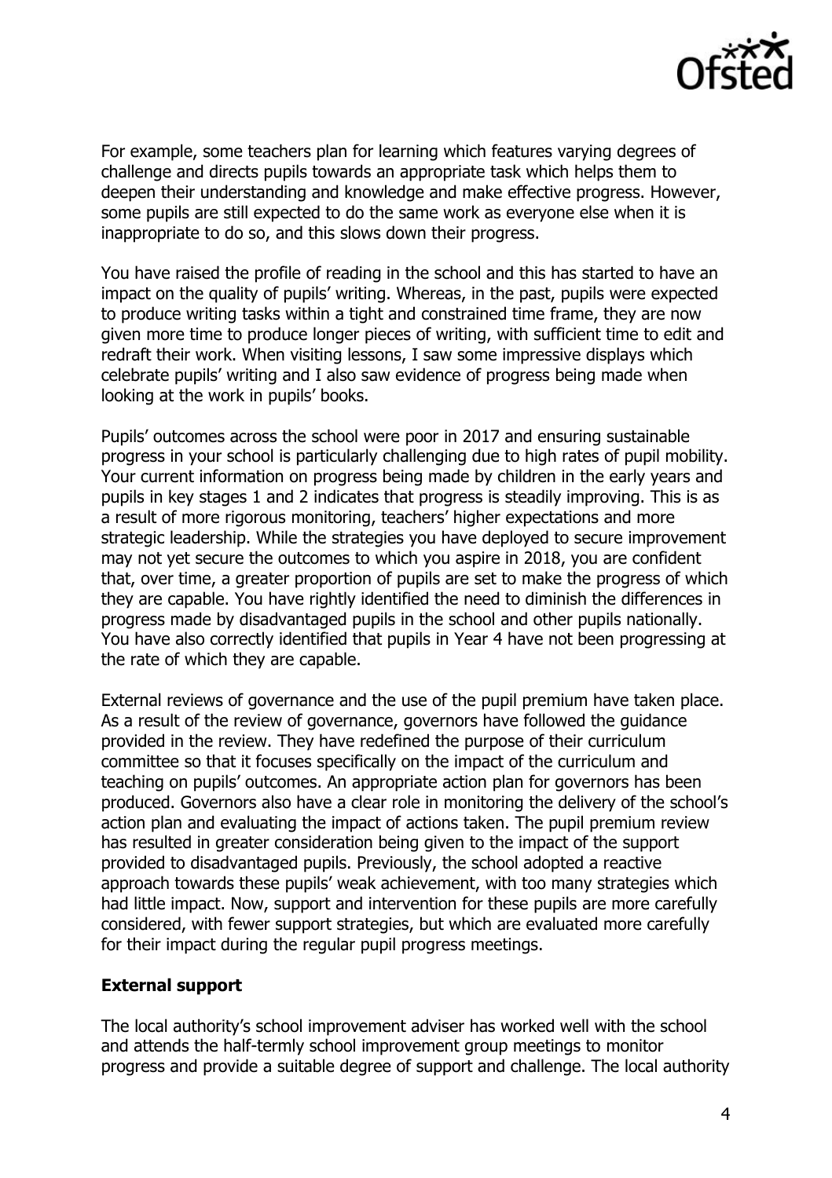For example, some teachers plan for learning which features varying degrees of challenge and directs pupils towards an appropriate task which helps them to deepen their understanding and knowledge and make effective progress. However, some pupils are still expected to do the same work as everyone else when it is inappropriate to do so, and this slows down their progress.

You have raised the profile of reading in the school and this has started to have an impact on the quality of pupils' writing. Whereas, in the past, pupils were expected to produce writing tasks within a tight and constrained time frame, they are now given more time to produce longer pieces of writing, with sufficient time to edit and redraft their work. When visiting lessons, I saw some impressive displays which celebrate pupils' writing and I also saw evidence of progress being made when looking at the work in pupils' books.

Pupils' outcomes across the school were poor in 2017 and ensuring sustainable progress in your school is particularly challenging due to high rates of pupil mobility. Your current information on progress being made by children in the early years and pupils in key stages 1 and 2 indicates that progress is steadily improving. This is as a result of more rigorous monitoring, teachers' higher expectations and more strategic leadership. While the strategies you have deployed to secure improvement may not yet secure the outcomes to which you aspire in 2018, you are confident that, over time, a greater proportion of pupils are set to make the progress of which they are capable. You have rightly identified the need to diminish the differences in progress made by disadvantaged pupils in the school and other pupils nationally. You have also correctly identified that pupils in Year 4 have not been progressing at the rate of which they are capable.

External reviews of governance and the use of the pupil premium have taken place. As a result of the review of governance, governors have followed the guidance provided in the review. They have redefined the purpose of their curriculum committee so that it focuses specifically on the impact of the curriculum and teaching on pupils' outcomes. An appropriate action plan for governors has been produced. Governors also have a clear role in monitoring the delivery of the school's action plan and evaluating the impact of actions taken. The pupil premium review has resulted in greater consideration being given to the impact of the support provided to disadvantaged pupils. Previously, the school adopted a reactive approach towards these pupils' weak achievement, with too many strategies which had little impact. Now, support and intervention for these pupils are more carefully considered, with fewer support strategies, but which are evaluated more carefully for their impact during the regular pupil progress meetings.

**External support**

The local authority's school improvement adviser has worked well with the school and attends the half-termly school improvement group meetings to monitor progress and provide a suitable degree of support and challenge. The local authority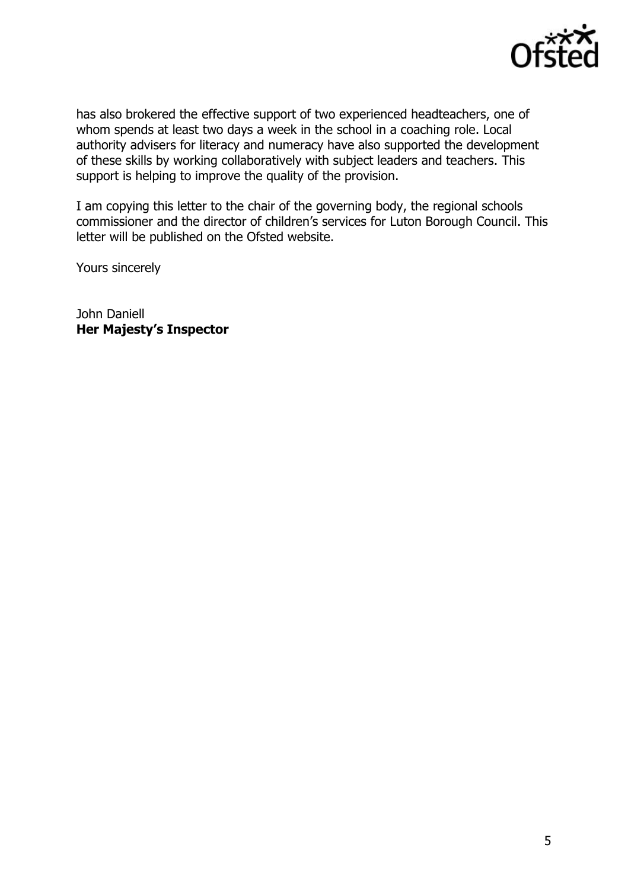has also brokered the effective support of two experienced headteachers, one of whom spends at least two days a week in the school in a coaching role. Local authority advisers for literacy and numeracy have also supported the development of these skills by working collaboratively with subject leaders and teachers. This support is helping to improve the quality of the provision.

I am copying this letter to the chair of the governing body, the regional schools commissioner and the director of children's services for Luton Borough Council. This letter will be published on the Ofsted website.

Yours sincerely

John Daniell
**Her Majesty's Inspector**